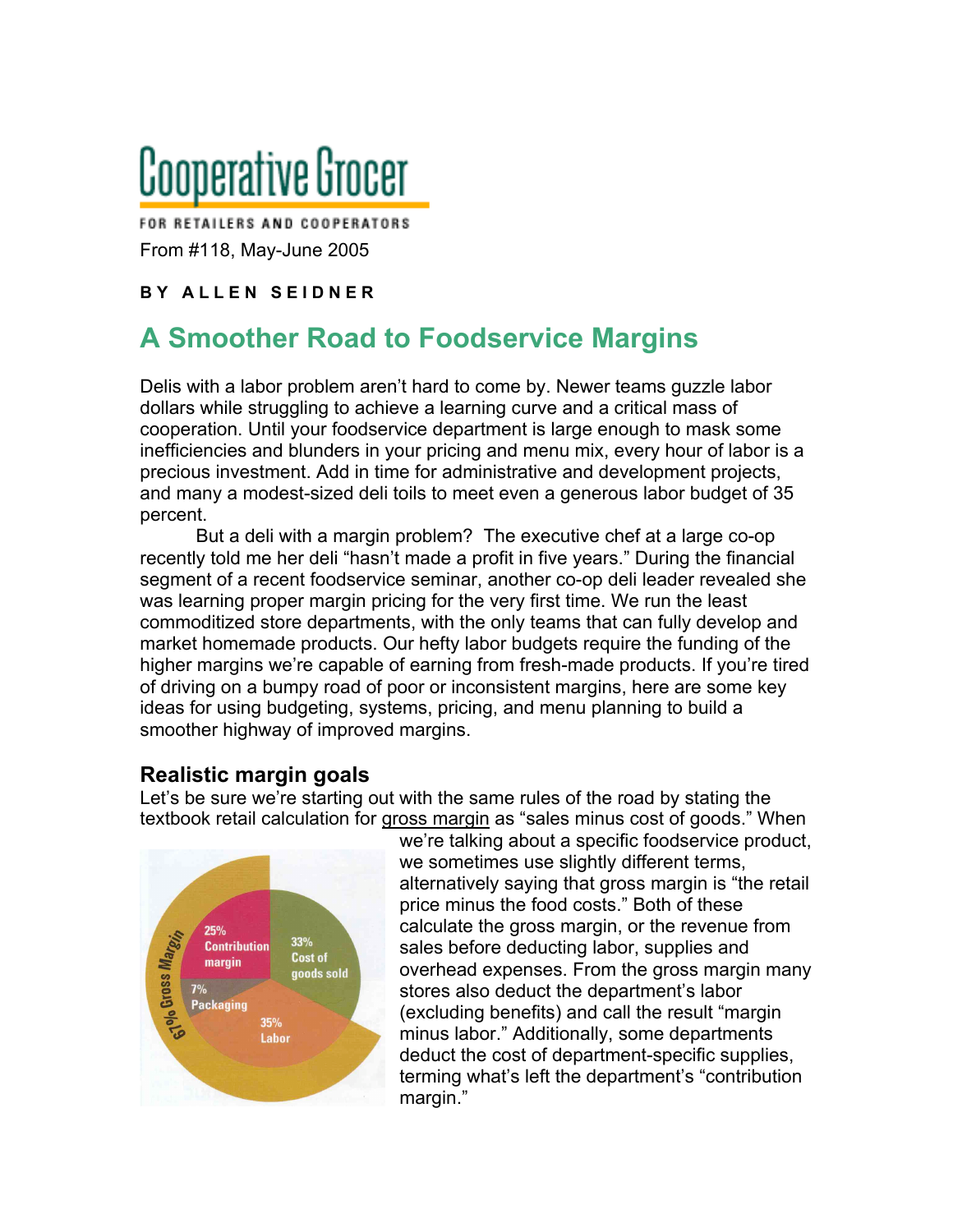# Cooperative Grocer

FOR RETAILERS AND COOPERATORS

From #118, May-June 2005

**BY ALLEN SEIDNER**

## A Smoother Road to Foodservice Margins

Delis with a labor problem aren't hard to come by. Newer teams guzzle labor dollars while struggling to achieve a learning curve and a critical mass of cooperation. Until your foodservice department is large enough to mask some inefficiencies and blunders in your pricing and menu mix, every hour of labor is a precious investment. Add in time for administrative and development projects, and many a modest-sized deli toils to meet even a generous labor budget of 35 percent.

But a deli with a margin problem? The executive chef at a large co-op recently told me her deli "hasn't made a profit in five years." During the financial segment of a recent foodservice seminar, another co-op deli leader revealed she was learning proper margin pricing for the very first time. We run the least commoditized store departments, with the only teams that can fully develop and market homemade products. Our hefty labor budgets require the funding of the higher margins we're capable of earning from fresh-made products. If you're tired of driving on a bumpy road of poor or inconsistent margins, here are some key ideas for using budgeting, systems, pricing, and menu planning to build a smoother highway of improved margins.

### Realistic margin goals

Let's be sure we're starting out with the same rules of the road by stating the textbook retail calculation for gross margin as "sales minus cost of goods." When we're talking about a specific foodservice product, we sometimes use slightly different terms, alternatively saying that gross margin is "the retail price minus the food costs." Both of these calculate the gross margin, or the revenue from sales before deducting labor, supplies and overhead expenses. From the gross margin many stores also deduct the department's labor (excluding benefits) and call the result "margin minus labor." Additionally, some departments deduct the cost of department-specific supplies, terming what's left the department's "contribution margin."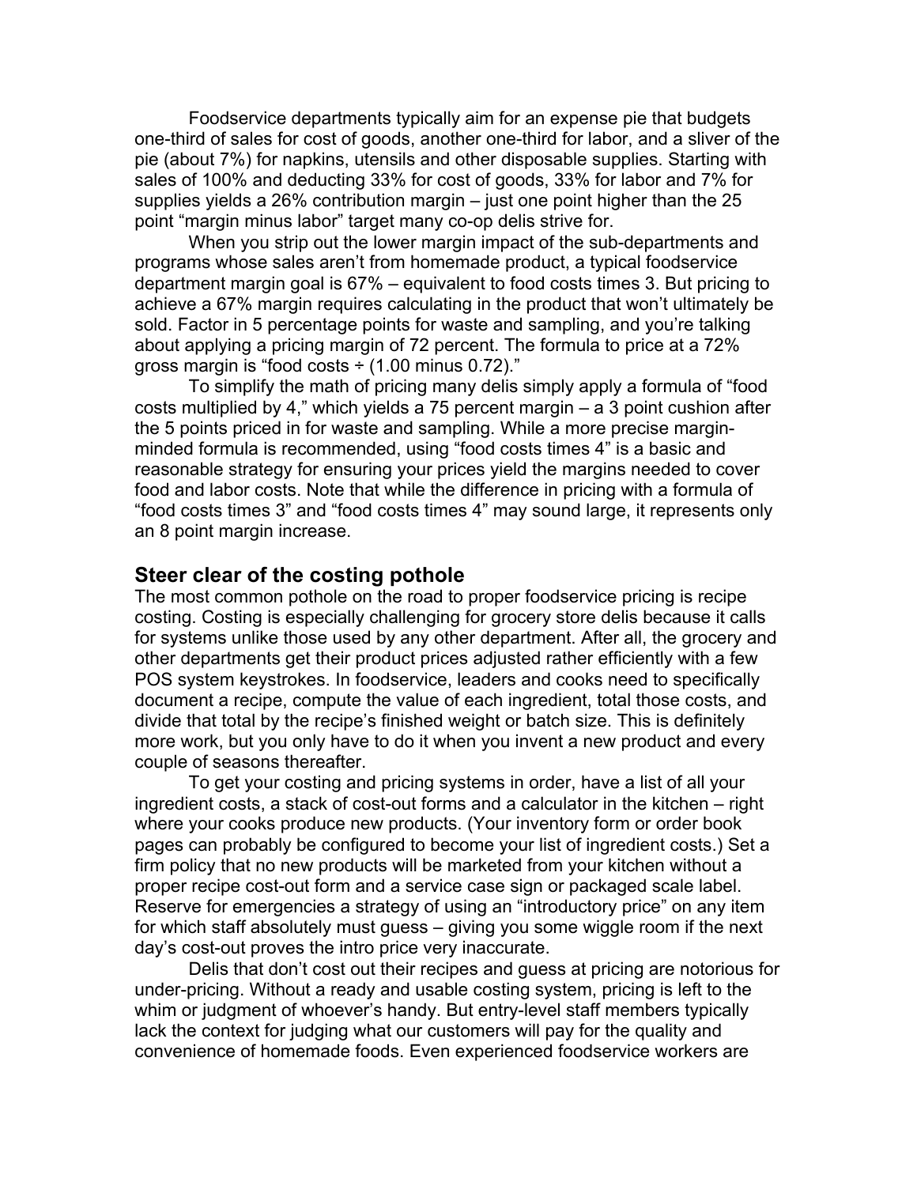Foodservice departments typically aim for an expense pie that budgets one-third of sales for cost of goods, another one-third for labor, and a sliver of the pie (about 7%) for napkins, utensils and other disposable supplies. Starting with sales of 100% and deducting 33% for cost of goods, 33% for labor and 7% for supplies yields a 26% contribution margin – just one point higher than the 25 point "margin minus labor" target many co-op delis strive for.

When you strip out the lower margin impact of the sub-departments and programs whose sales aren't from homemade product, a typical foodservice department margin goal is 67% – equivalent to food costs times 3. But pricing to achieve a 67% margin requires calculating in the product that won't ultimately be sold. Factor in 5 percentage points for waste and sampling, and you're talking about applying a pricing margin of 72 percent. The formula to price at a 72% gross margin is "food costs ÷ (1.00 minus 0.72)."

To simplify the math of pricing many delis simply apply a formula of "food costs multiplied by 4," which yields a 75 percent margin – a 3 point cushion after the 5 points priced in for waste and sampling. While a more precise margin-minded formula is recommended, using "food costs times 4" is a basic and reasonable strategy for ensuring your prices yield the margins needed to cover food and labor costs. Note that while the difference in pricing with a formula of "food costs times 3" and "food costs times 4" may sound large, it represents only an 8 point margin increase.

## Steer clear of the costing pothole

The most common pothole on the road to proper foodservice pricing is recipe costing. Costing is especially challenging for grocery store delis because it calls for systems unlike those used by any other department. After all, the grocery and other departments get their product prices adjusted rather efficiently with a few POS system keystrokes. In foodservice, leaders and cooks need to specifically document a recipe, compute the value of each ingredient, total those costs, and divide that total by the recipe's finished weight or batch size. This is definitely more work, but you only have to do it when you invent a new product and every couple of seasons thereafter.

To get your costing and pricing systems in order, have a list of all your ingredient costs, a stack of cost-out forms and a calculator in the kitchen – right where your cooks produce new products. (Your inventory form or order book pages can probably be configured to become your list of ingredient costs.) Set a firm policy that no new products will be marketed from your kitchen without a proper recipe cost-out form and a service case sign or packaged scale label. Reserve for emergencies a strategy of using an "introductory price" on any item for which staff absolutely must guess – giving you some wiggle room if the next day's cost-out proves the intro price very inaccurate.

Delis that don't cost out their recipes and guess at pricing are notorious for under-pricing. Without a ready and usable costing system, pricing is left to the whim or judgment of whoever's handy. But entry-level staff members typically lack the context for judging what our customers will pay for the quality and convenience of homemade foods. Even experienced foodservice workers are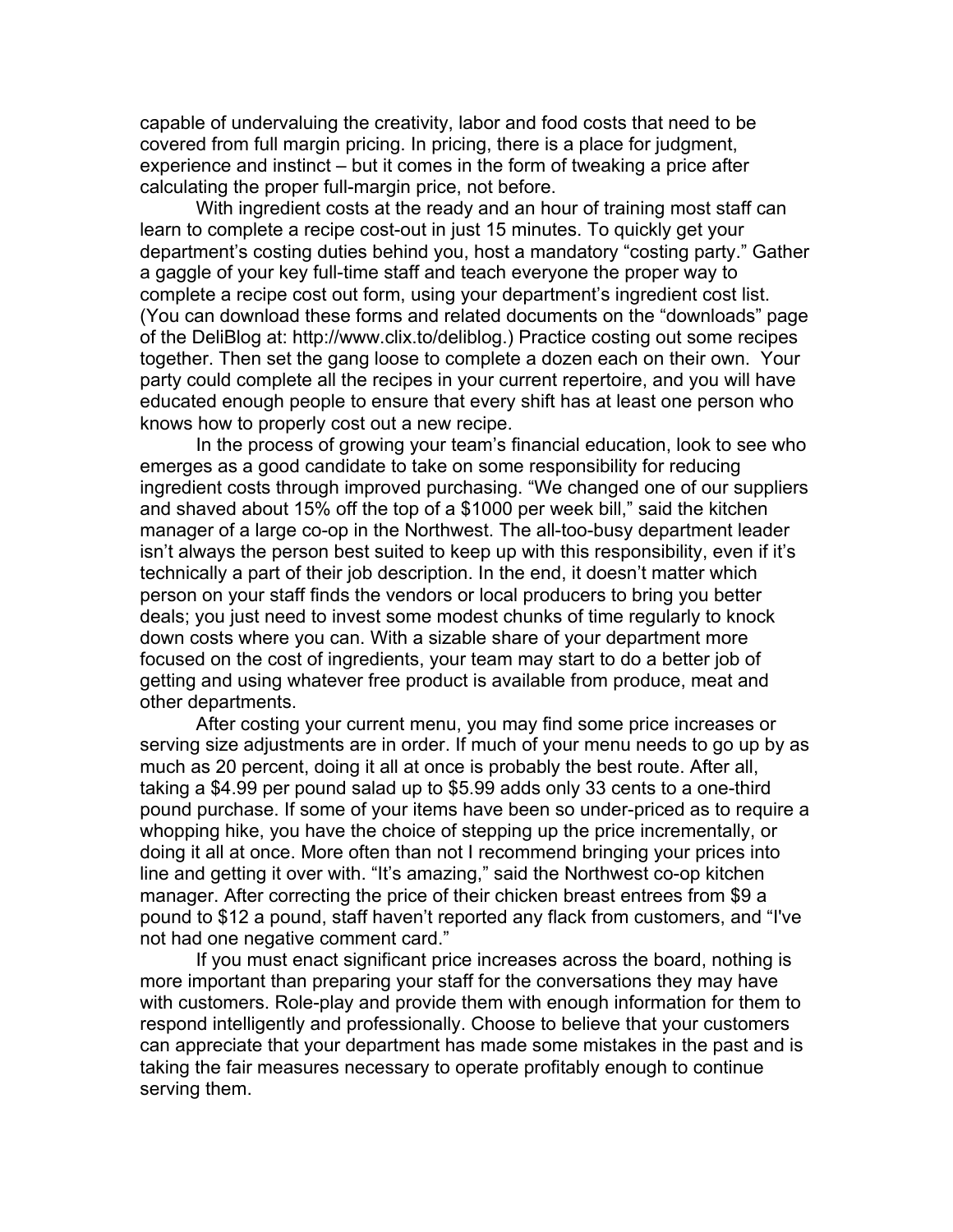capable of undervaluing the creativity, labor and food costs that need to be covered from full margin pricing. In pricing, there is a place for judgment, experience and instinct – but it comes in the form of tweaking a price after calculating the proper full-margin price, not before.

With ingredient costs at the ready and an hour of training most staff can learn to complete a recipe cost-out in just 15 minutes. To quickly get your department's costing duties behind you, host a mandatory "costing party." Gather a gaggle of your key full-time staff and teach everyone the proper way to complete a recipe cost out form, using your department's ingredient cost list. (You can download these forms and related documents on the "downloads" page of the DeliBlog at: http://www.clix.to/deliblog.) Practice costing out some recipes together. Then set the gang loose to complete a dozen each on their own. Your party could complete all the recipes in your current repertoire, and you will have educated enough people to ensure that every shift has at least one person who knows how to properly cost out a new recipe.

In the process of growing your team's financial education, look to see who emerges as a good candidate to take on some responsibility for reducing ingredient costs through improved purchasing. "We changed one of our suppliers and shaved about 15% off the top of a $1000 per week bill," said the kitchen manager of a large co-op in the Northwest. The all-too-busy department leader isn't always the person best suited to keep up with this responsibility, even if it's technically a part of their job description. In the end, it doesn't matter which person on your staff finds the vendors or local producers to bring you better deals; you just need to invest some modest chunks of time regularly to knock down costs where you can. With a sizable share of your department more focused on the cost of ingredients, your team may start to do a better job of getting and using whatever free product is available from produce, meat and other departments.

After costing your current menu, you may find some price increases or serving size adjustments are in order. If much of your menu needs to go up by as much as 20 percent, doing it all at once is probably the best route. After all, taking a $4.99 per pound salad up to $5.99 adds only 33 cents to a one-third pound purchase. If some of your items have been so under-priced as to require a whopping hike, you have the choice of stepping up the price incrementally, or doing it all at once. More often than not I recommend bringing your prices into line and getting it over with. "It's amazing," said the Northwest co-op kitchen manager. After correcting the price of their chicken breast entrees from $9 a pound to $12 a pound, staff haven't reported any flack from customers, and "I've not had one negative comment card."

If you must enact significant price increases across the board, nothing is more important than preparing your staff for the conversations they may have with customers. Role-play and provide them with enough information for them to respond intelligently and professionally. Choose to believe that your customers can appreciate that your department has made some mistakes in the past and is taking the fair measures necessary to operate profitably enough to continue serving them.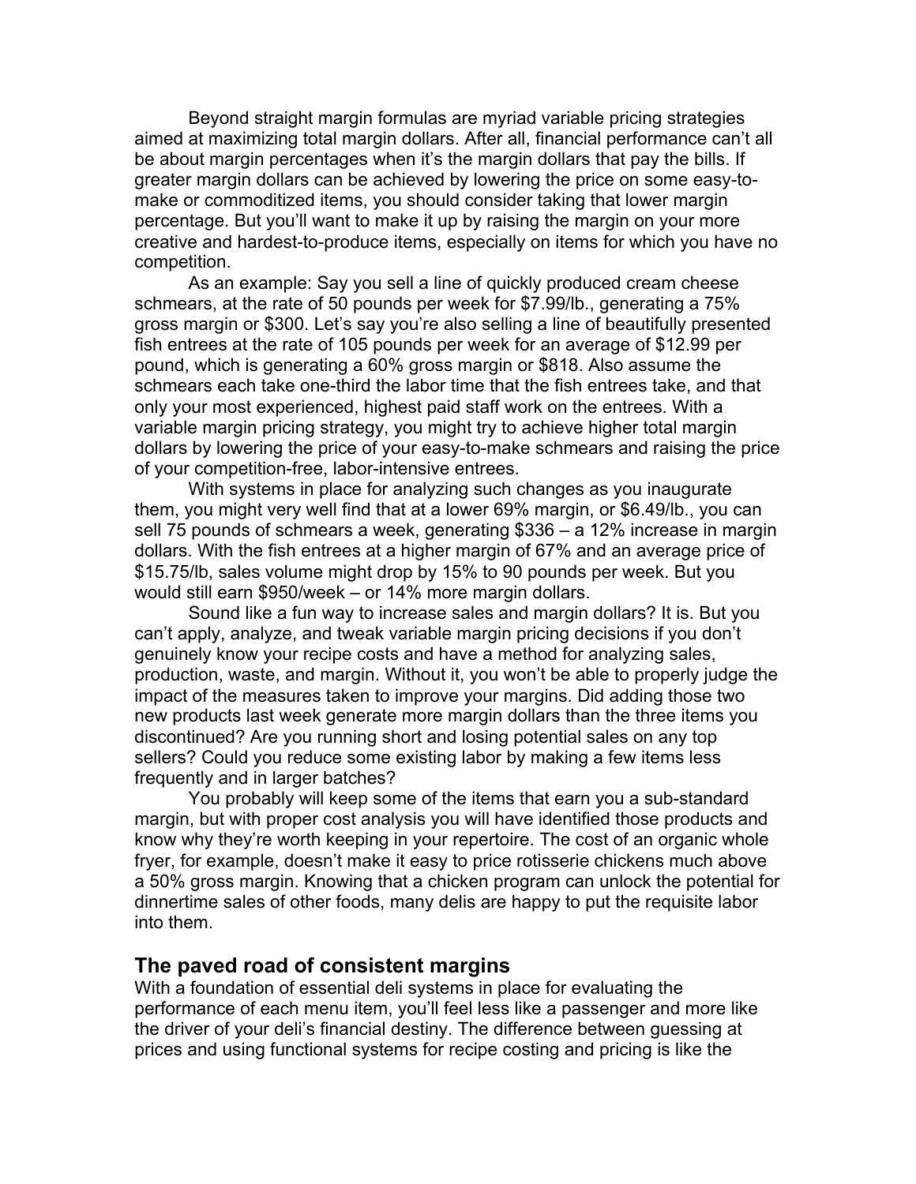Beyond straight margin formulas are myriad variable pricing strategies aimed at maximizing total margin dollars. After all, financial performance can't all be about margin percentages when it's the margin dollars that pay the bills. If greater margin dollars can be achieved by lowering the price on some easy-to-make or commoditized items, you should consider taking that lower margin percentage. But you'll want to make it up by raising the margin on your more creative and hardest-to-produce items, especially on items for which you have no competition.

As an example: Say you sell a line of quickly produced cream cheese schmears, at the rate of 50 pounds per week for $7.99/lb., generating a 75% gross margin or $300. Let's say you're also selling a line of beautifully presented fish entrees at the rate of 105 pounds per week for an average of $12.99 per pound, which is generating a 60% gross margin or $818. Also assume the schmears each take one-third the labor time that the fish entrees take, and that only your most experienced, highest paid staff work on the entrees. With a variable margin pricing strategy, you might try to achieve higher total margin dollars by lowering the price of your easy-to-make schmears and raising the price of your competition-free, labor-intensive entrees.

With systems in place for analyzing such changes as you inaugurate them, you might very well find that at a lower 69% margin, or $6.49/lb., you can sell 75 pounds of schmears a week, generating $336 – a 12% increase in margin dollars. With the fish entrees at a higher margin of 67% and an average price of $15.75/lb, sales volume might drop by 15% to 90 pounds per week. But you would still earn $950/week – or 14% more margin dollars.

Sound like a fun way to increase sales and margin dollars? It is. But you can't apply, analyze, and tweak variable margin pricing decisions if you don't genuinely know your recipe costs and have a method for analyzing sales, production, waste, and margin. Without it, you won't be able to properly judge the impact of the measures taken to improve your margins. Did adding those two new products last week generate more margin dollars than the three items you discontinued? Are you running short and losing potential sales on any top sellers? Could you reduce some existing labor by making a few items less frequently and in larger batches?

You probably will keep some of the items that earn you a sub-standard margin, but with proper cost analysis you will have identified those products and know why they're worth keeping in your repertoire. The cost of an organic whole fryer, for example, doesn't make it easy to price rotisserie chickens much above a 50% gross margin. Knowing that a chicken program can unlock the potential for dinnertime sales of other foods, many delis are happy to put the requisite labor into them.

## The paved road of consistent margins

With a foundation of essential deli systems in place for evaluating the performance of each menu item, you'll feel less like a passenger and more like the driver of your deli's financial destiny. The difference between guessing at prices and using functional systems for recipe costing and pricing is like the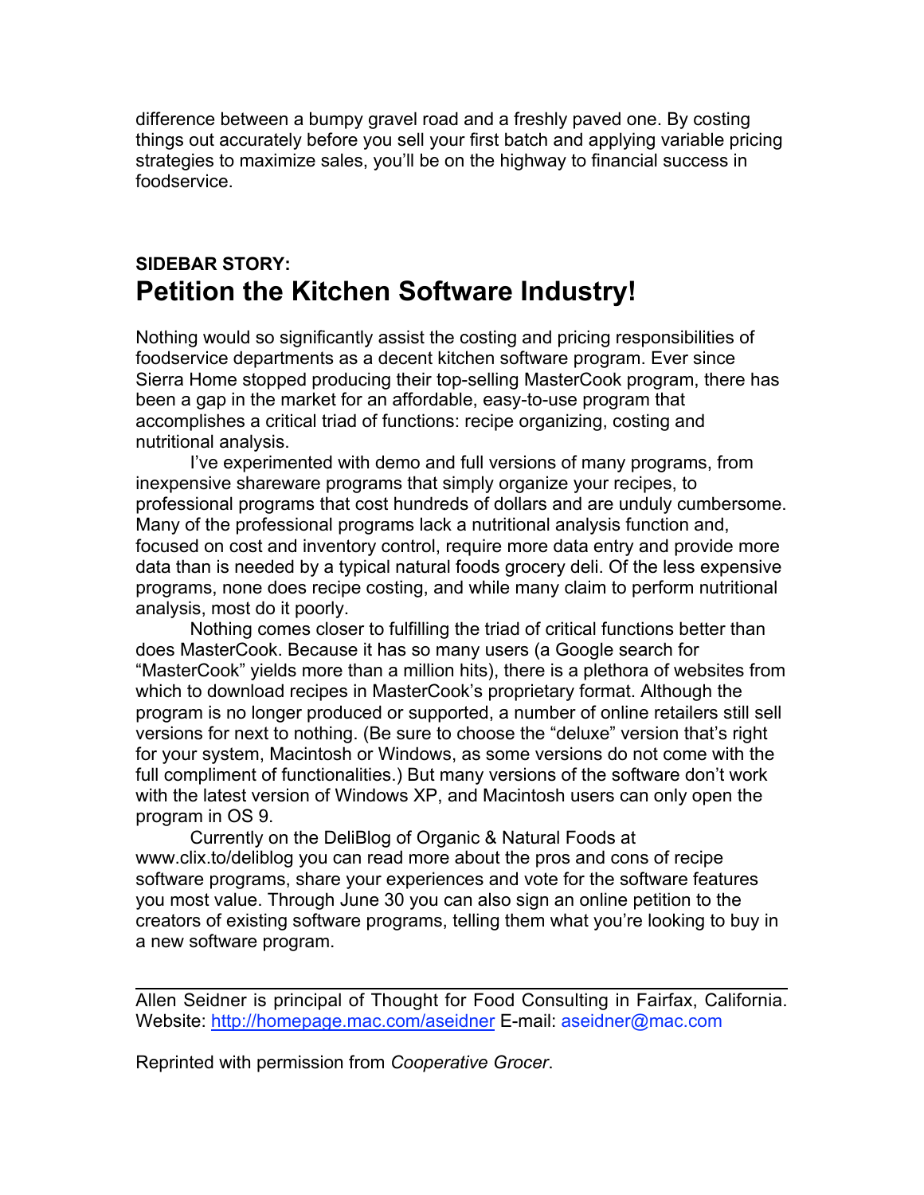difference between a bumpy gravel road and a freshly paved one. By costing things out accurately before you sell your first batch and applying variable pricing strategies to maximize sales, you'll be on the highway to financial success in foodservice.

**SIDEBAR STORY:**

## Petition the Kitchen Software Industry!

Nothing would so significantly assist the costing and pricing responsibilities of foodservice departments as a decent kitchen software program. Ever since Sierra Home stopped producing their top-selling MasterCook program, there has been a gap in the market for an affordable, easy-to-use program that accomplishes a critical triad of functions: recipe organizing, costing and nutritional analysis.

I've experimented with demo and full versions of many programs, from inexpensive shareware programs that simply organize your recipes, to professional programs that cost hundreds of dollars and are unduly cumbersome. Many of the professional programs lack a nutritional analysis function and, focused on cost and inventory control, require more data entry and provide more data than is needed by a typical natural foods grocery deli. Of the less expensive programs, none does recipe costing, and while many claim to perform nutritional analysis, most do it poorly.

Nothing comes closer to fulfilling the triad of critical functions better than does MasterCook. Because it has so many users (a Google search for "MasterCook" yields more than a million hits), there is a plethora of websites from which to download recipes in MasterCook's proprietary format. Although the program is no longer produced or supported, a number of online retailers still sell versions for next to nothing. (Be sure to choose the "deluxe" version that's right for your system, Macintosh or Windows, as some versions do not come with the full compliment of functionalities.) But many versions of the software don't work with the latest version of Windows XP, and Macintosh users can only open the program in OS 9.

Currently on the DeliBlog of Organic & Natural Foods at www.clix.to/deliblog you can read more about the pros and cons of recipe software programs, share your experiences and vote for the software features you most value. Through June 30 you can also sign an online petition to the creators of existing software programs, telling them what you're looking to buy in a new software program.

---

Allen Seidner is principal of Thought for Food Consulting in Fairfax, California. Website: http://homepage.mac.com/aseidner E-mail: aseidner@mac.com

Reprinted with permission from *Cooperative Grocer*.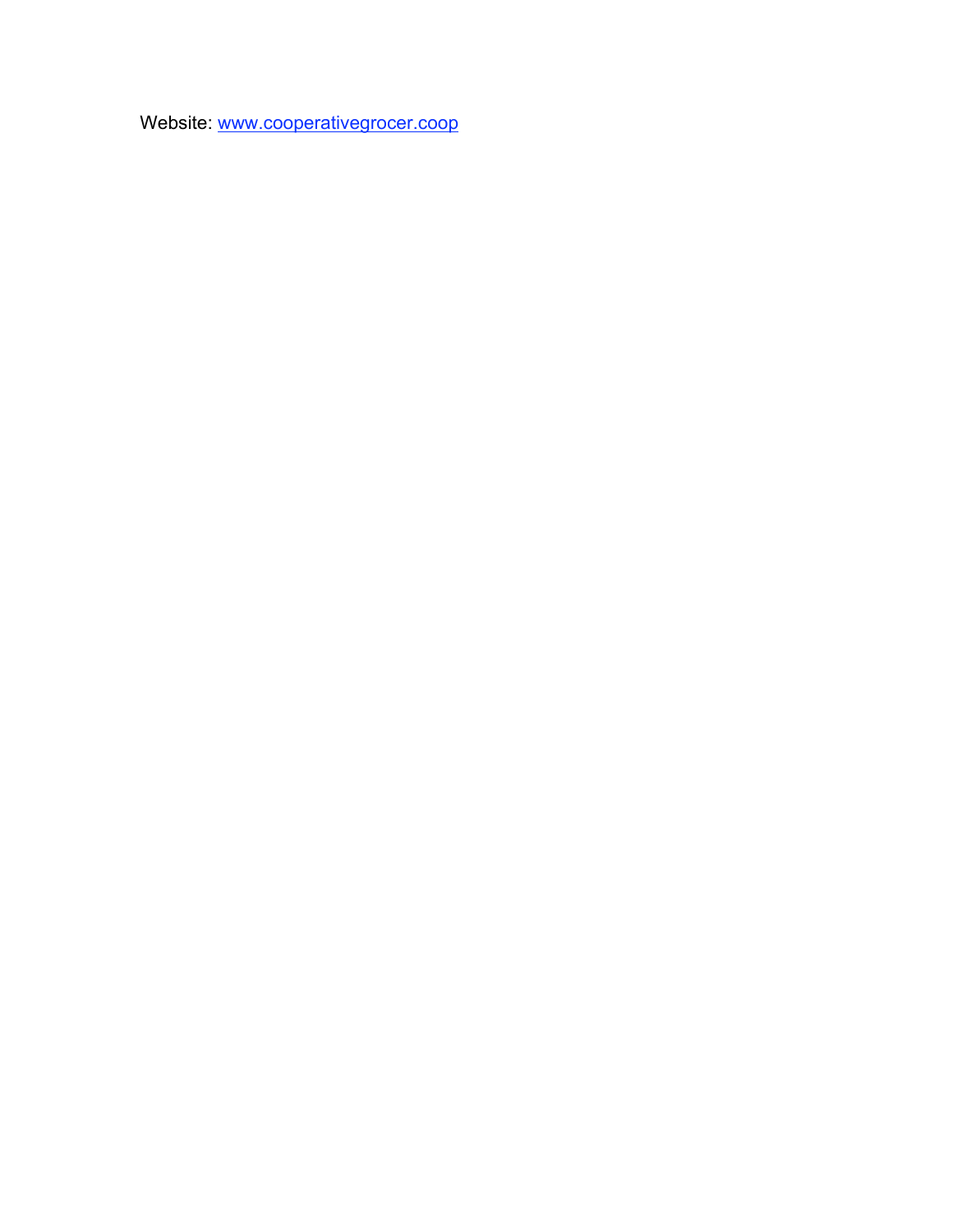Website: [www.cooperativegrocer.coop](http://www.cooperativegrocer.coop)